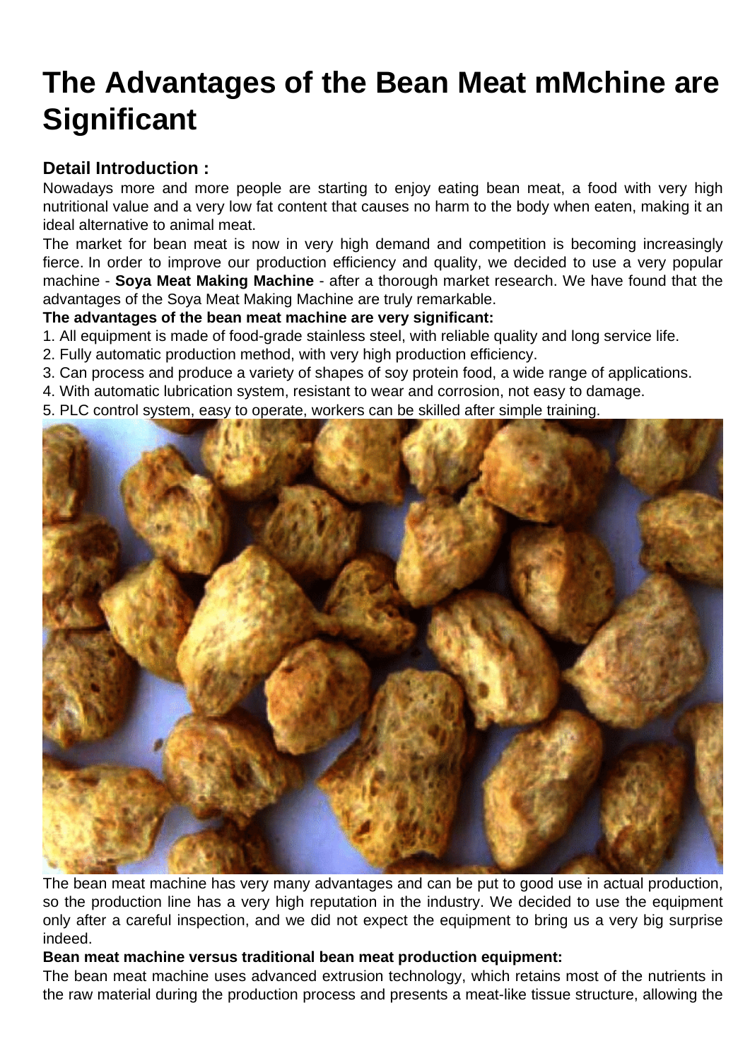# The Advantages of the Bean Meat mMchine are Significant

## Detail Introduction :

Nowadays more and more people are starting to enjoy eating bean meat, a food with very high nutritional value and a very low fat content that causes no harm to the body when eaten, making it an ideal alternative to animal meat.

The market for bean meat is now in very high demand and competition is becoming increasingly fierce. In order to improve our production efficiency and quality, we decided to use a very popular machine - **Soya Meat Making Machine** - after a thorough market research. We have found that the advantages of the Soya Meat Making Machine are truly remarkable.

**The advantages of the bean meat machine are very significant:**

1. All equipment is made of food-grade stainless steel, with reliable quality and long service life.
2. Fully automatic production method, with very high production efficiency.
3. Can process and produce a variety of shapes of soy protein food, a wide range of applications.
4. With automatic lubrication system, resistant to wear and corrosion, not easy to damage.
5. PLC control system, easy to operate, workers can be skilled after simple training.

The bean meat machine has very many advantages and can be put to good use in actual production, so the production line has a very high reputation in the industry. We decided to use the equipment only after a careful inspection, and we did not expect the equipment to bring us a very big surprise indeed.

**Bean meat machine versus traditional bean meat production equipment:**

The bean meat machine uses advanced extrusion technology, which retains most of the nutrients in the raw material during the production process and presents a meat-like tissue structure, allowing the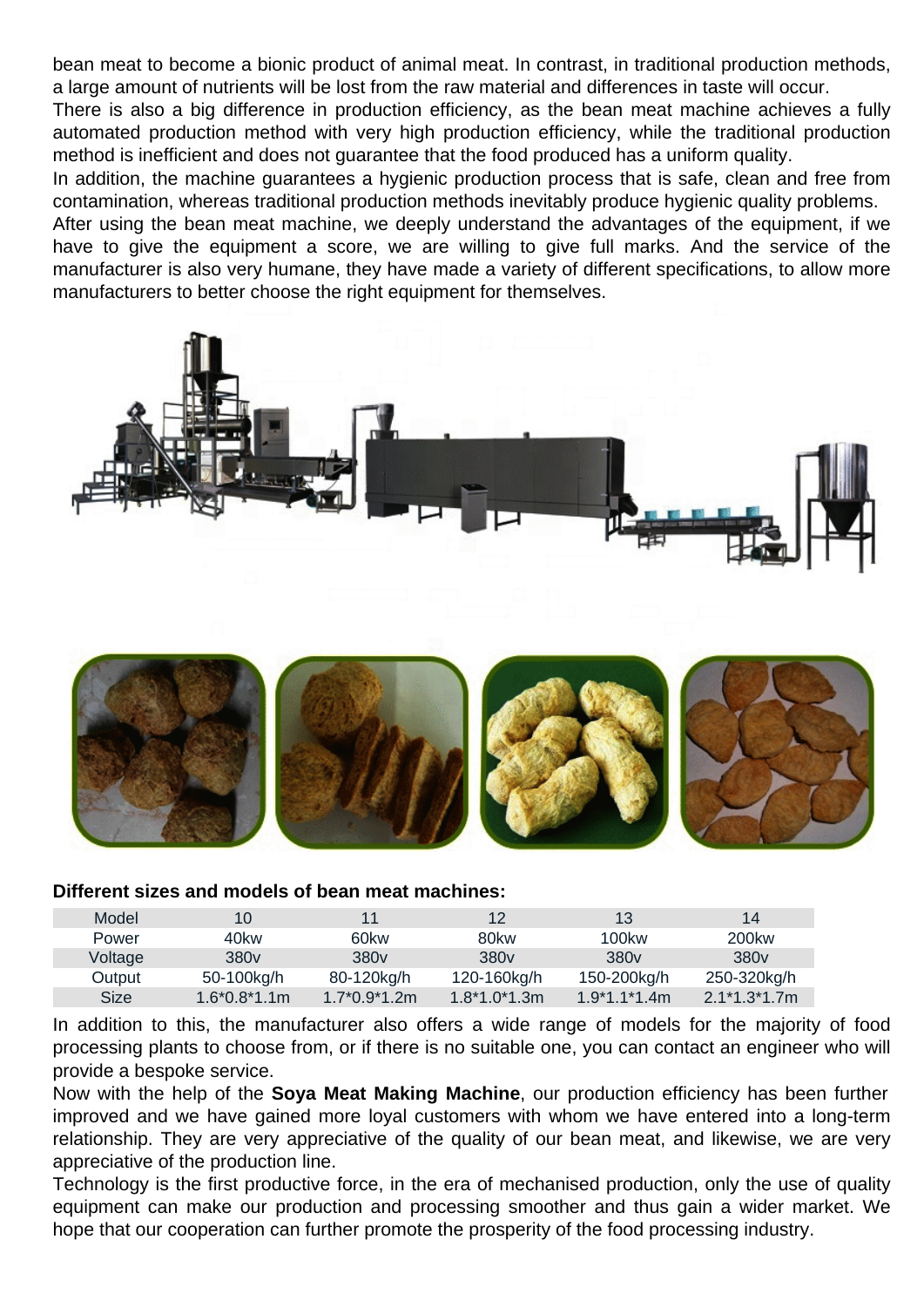bean meat to become a bionic product of animal meat. In contrast, in traditional production methods, a large amount of nutrients will be lost from the raw material and differences in taste will occur.

There is also a big difference in production efficiency, as the bean meat machine achieves a fully automated production method with very high production efficiency, while the traditional production method is inefficient and does not guarantee that the food produced has a uniform quality.

In addition, the machine guarantees a hygienic production process that is safe, clean and free from contamination, whereas traditional production methods inevitably produce hygienic quality problems.

After using the bean meat machine, we deeply understand the advantages of the equipment, if we have to give the equipment a score, we are willing to give full marks. And the service of the manufacturer is also very humane, they have made a variety of different specifications, to allow more manufacturers to better choose the right equipment for themselves.

**Different sizes and models of bean meat machines:**

| Model | 10 | 11 | 12 | 13 | 14 |
|---|---|---|---|---|---|
| Power | 40kw | 60kw | 80kw | 100kw | 200kw |
| Voltage | 380v | 380v | 380v | 380v | 380v |
| Output | 50-100kg/h | 80-120kg/h | 120-160kg/h | 150-200kg/h | 250-320kg/h |
| Size | 1.6*0.8*1.1m | 1.7*0.9*1.2m | 1.8*1.0*1.3m | 1.9*1.1*1.4m | 2.1*1.3*1.7m |

In addition to this, the manufacturer also offers a wide range of models for the majority of food processing plants to choose from, or if there is no suitable one, you can contact an engineer who will provide a bespoke service.

Now with the help of the **Soya Meat Making Machine**, our production efficiency has been further improved and we have gained more loyal customers with whom we have entered into a long-term relationship. They are very appreciative of the quality of our bean meat, and likewise, we are very appreciative of the production line.

Technology is the first productive force, in the era of mechanised production, only the use of quality equipment can make our production and processing smoother and thus gain a wider market. We hope that our cooperation can further promote the prosperity of the food processing industry.